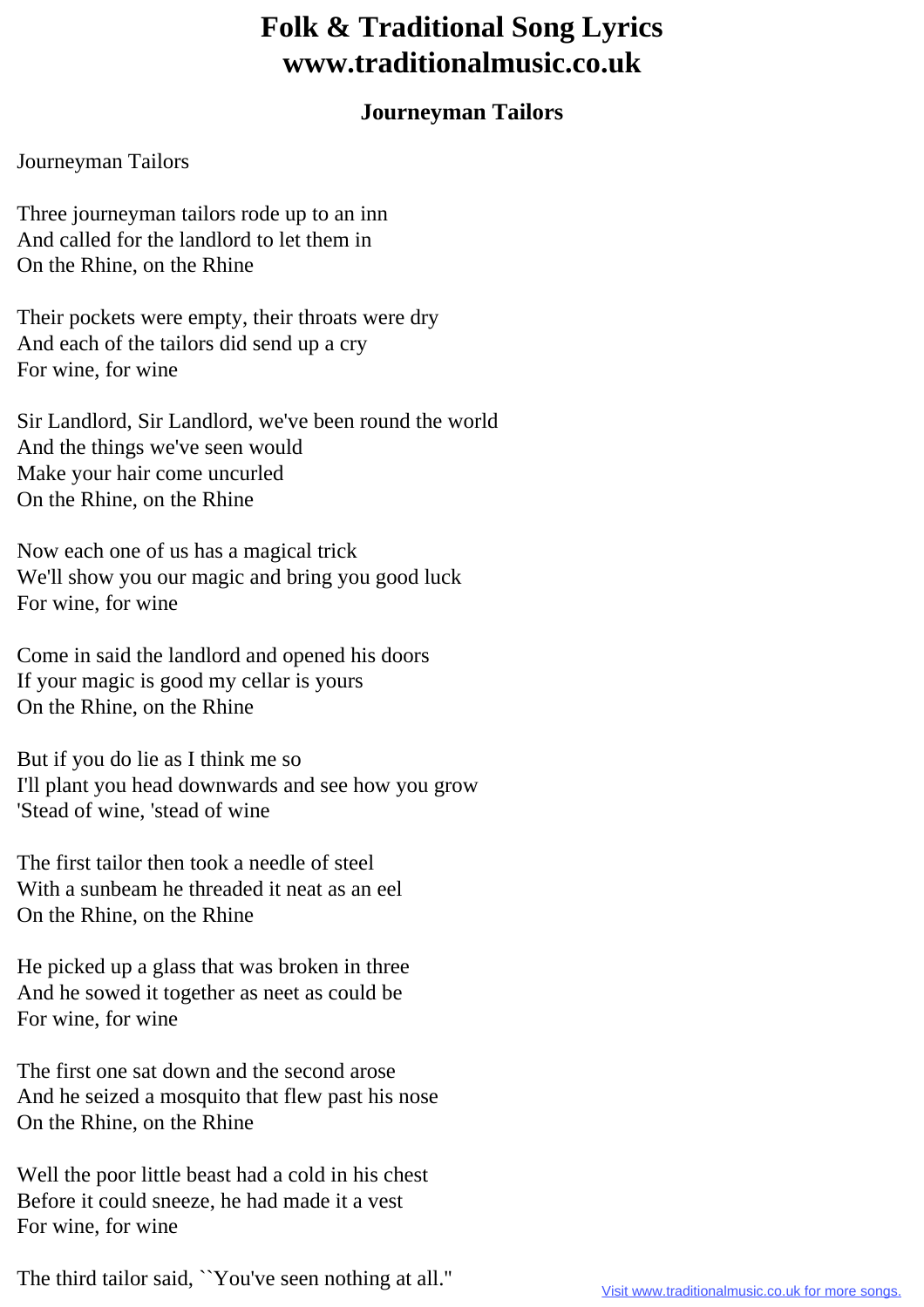# Folk & Traditional Song Lyrics www.traditionalmusic.co.uk

## Journeyman Tailors

Journeyman Tailors

Three journeyman tailors rode up to an inn  
And called for the landlord to let them in  
On the Rhine, on the Rhine

Their pockets were empty, their throats were dry  
And each of the tailors did send up a cry  
For wine, for wine

Sir Landlord, Sir Landlord, we've been round the world  
And the things we've seen would  
Make your hair come uncurled  
On the Rhine, on the Rhine

Now each one of us has a magical trick  
We'll show you our magic and bring you good luck  
For wine, for wine

Come in said the landlord and opened his doors  
If your magic is good my cellar is yours  
On the Rhine, on the Rhine

But if you do lie as I think me so  
I'll plant you head downwards and see how you grow  
'Stead of wine, 'stead of wine

The first tailor then took a needle of steel  
With a sunbeam he threaded it neat as an eel  
On the Rhine, on the Rhine

He picked up a glass that was broken in three  
And he sowed it together as neet as could be  
For wine, for wine

The first one sat down and the second arose  
And he seized a mosquito that flew past his nose  
On the Rhine, on the Rhine

Well the poor little beast had a cold in his chest  
Before it could sneeze, he had made it a vest  
For wine, for wine

The third tailor said, ``You've seen nothing at all."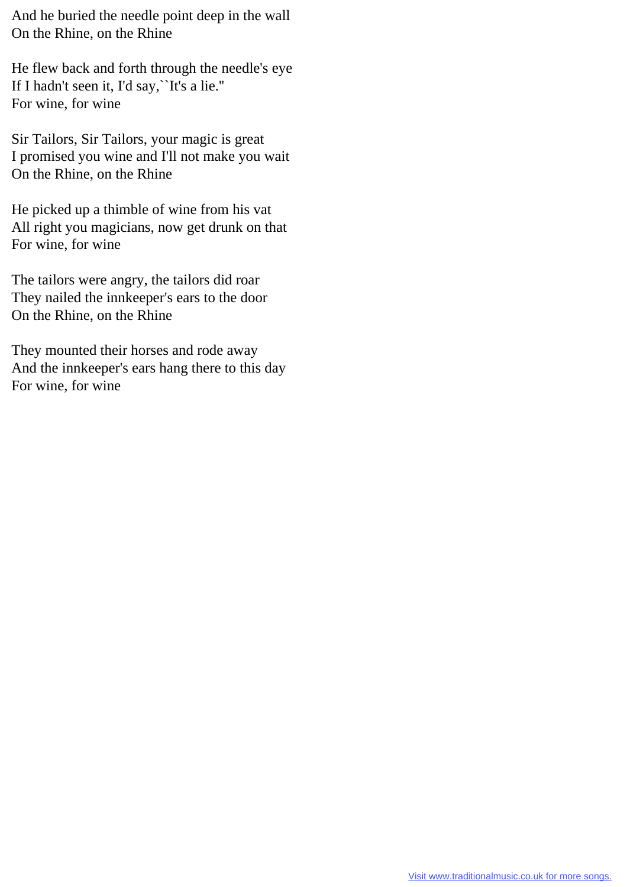And he buried the needle point deep in the wall
On the Rhine, on the Rhine

He flew back and forth through the needle's eye
If I hadn't seen it, I'd say,``It's a lie."
For wine, for wine

Sir Tailors, Sir Tailors, your magic is great
I promised you wine and I'll not make you wait
On the Rhine, on the Rhine

He picked up a thimble of wine from his vat
All right you magicians, now get drunk on that
For wine, for wine

The tailors were angry, the tailors did roar
They nailed the innkeeper's ears to the door
On the Rhine, on the Rhine

They mounted their horses and rode away
And the innkeeper's ears hang there to this day
For wine, for wine